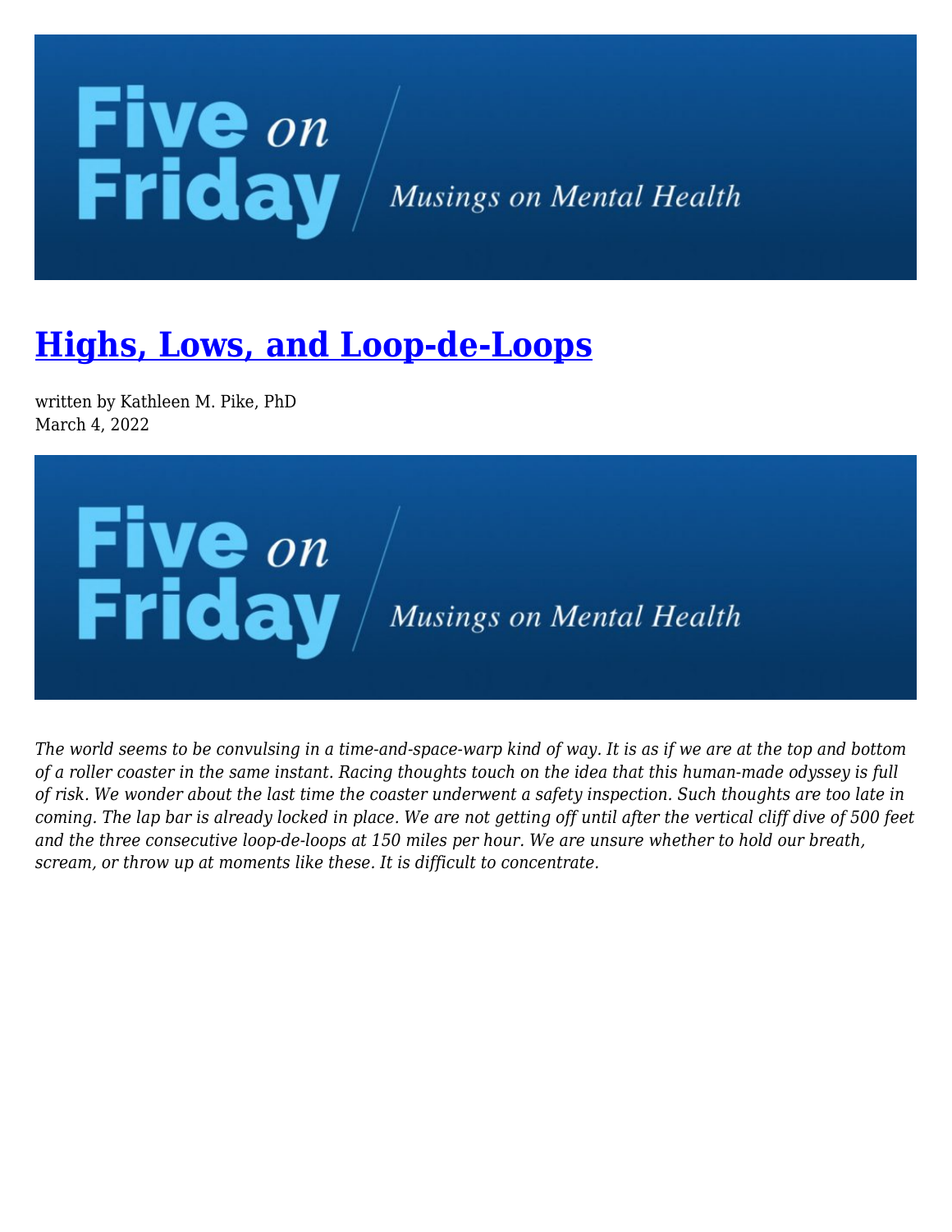# [Highs, Lows, and Loop-de-Loops]

written by Kathleen M. Pike, PhD
March 4, 2022

*The world seems to be convulsing in a time-and-space-warp kind of way. It is as if we are at the top and bottom of a roller coaster in the same instant. Racing thoughts touch on the idea that this human-made odyssey is full of risk. We wonder about the last time the coaster underwent a safety inspection. Such thoughts are too late in coming. The lap bar is already locked in place. We are not getting off until after the vertical cliff dive of 500 feet and the three consecutive loop-de-loops at 150 miles per hour. We are unsure whether to hold our breath, scream, or throw up at moments like these. It is difficult to concentrate.*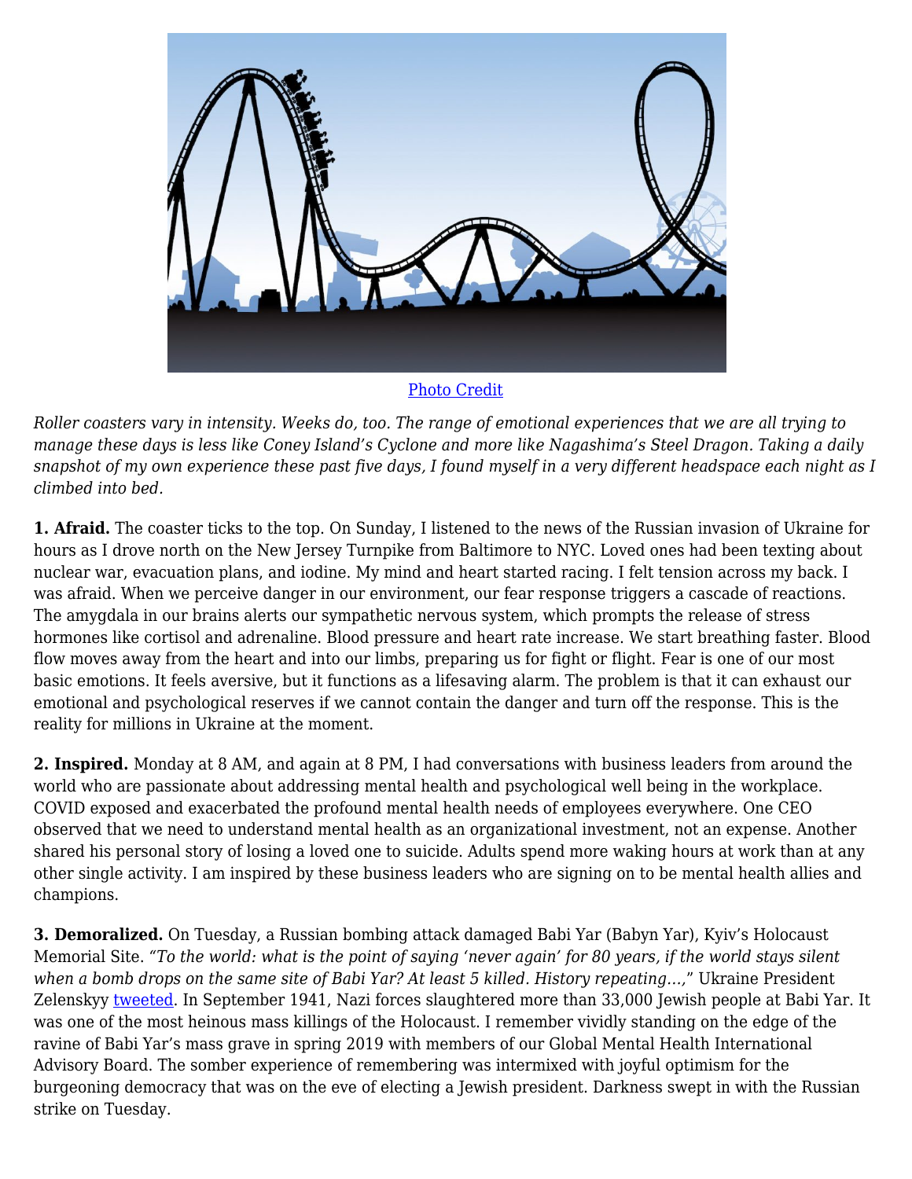Photo Credit

*Roller coasters vary in intensity. Weeks do, too. The range of emotional experiences that we are all trying to manage these days is less like Coney Island's Cyclone and more like Nagashima's Steel Dragon. Taking a daily snapshot of my own experience these past five days, I found myself in a very different headspace each night as I climbed into bed.*

**1. Afraid.** The coaster ticks to the top. On Sunday, I listened to the news of the Russian invasion of Ukraine for hours as I drove north on the New Jersey Turnpike from Baltimore to NYC. Loved ones had been texting about nuclear war, evacuation plans, and iodine. My mind and heart started racing. I felt tension across my back. I was afraid. When we perceive danger in our environment, our fear response triggers a cascade of reactions. The amygdala in our brains alerts our sympathetic nervous system, which prompts the release of stress hormones like cortisol and adrenaline. Blood pressure and heart rate increase. We start breathing faster. Blood flow moves away from the heart and into our limbs, preparing us for fight or flight. Fear is one of our most basic emotions. It feels aversive, but it functions as a lifesaving alarm. The problem is that it can exhaust our emotional and psychological reserves if we cannot contain the danger and turn off the response. This is the reality for millions in Ukraine at the moment.

**2. Inspired.** Monday at 8 AM, and again at 8 PM, I had conversations with business leaders from around the world who are passionate about addressing mental health and psychological well being in the workplace. COVID exposed and exacerbated the profound mental health needs of employees everywhere. One CEO observed that we need to understand mental health as an organizational investment, not an expense. Another shared his personal story of losing a loved one to suicide. Adults spend more waking hours at work than at any other single activity. I am inspired by these business leaders who are signing on to be mental health allies and champions.

**3. Demoralized.** On Tuesday, a Russian bombing attack damaged Babi Yar (Babyn Yar), Kyiv's Holocaust Memorial Site. *"To the world: what is the point of saying 'never again' for 80 years, if the world stays silent when a bomb drops on the same site of Babi Yar? At least 5 killed. History repeating…,"* Ukraine President Zelenskyy tweeted. In September 1941, Nazi forces slaughtered more than 33,000 Jewish people at Babi Yar. It was one of the most heinous mass killings of the Holocaust. I remember vividly standing on the edge of the ravine of Babi Yar's mass grave in spring 2019 with members of our Global Mental Health International Advisory Board. The somber experience of remembering was intermixed with joyful optimism for the burgeoning democracy that was on the eve of electing a Jewish president. Darkness swept in with the Russian strike on Tuesday.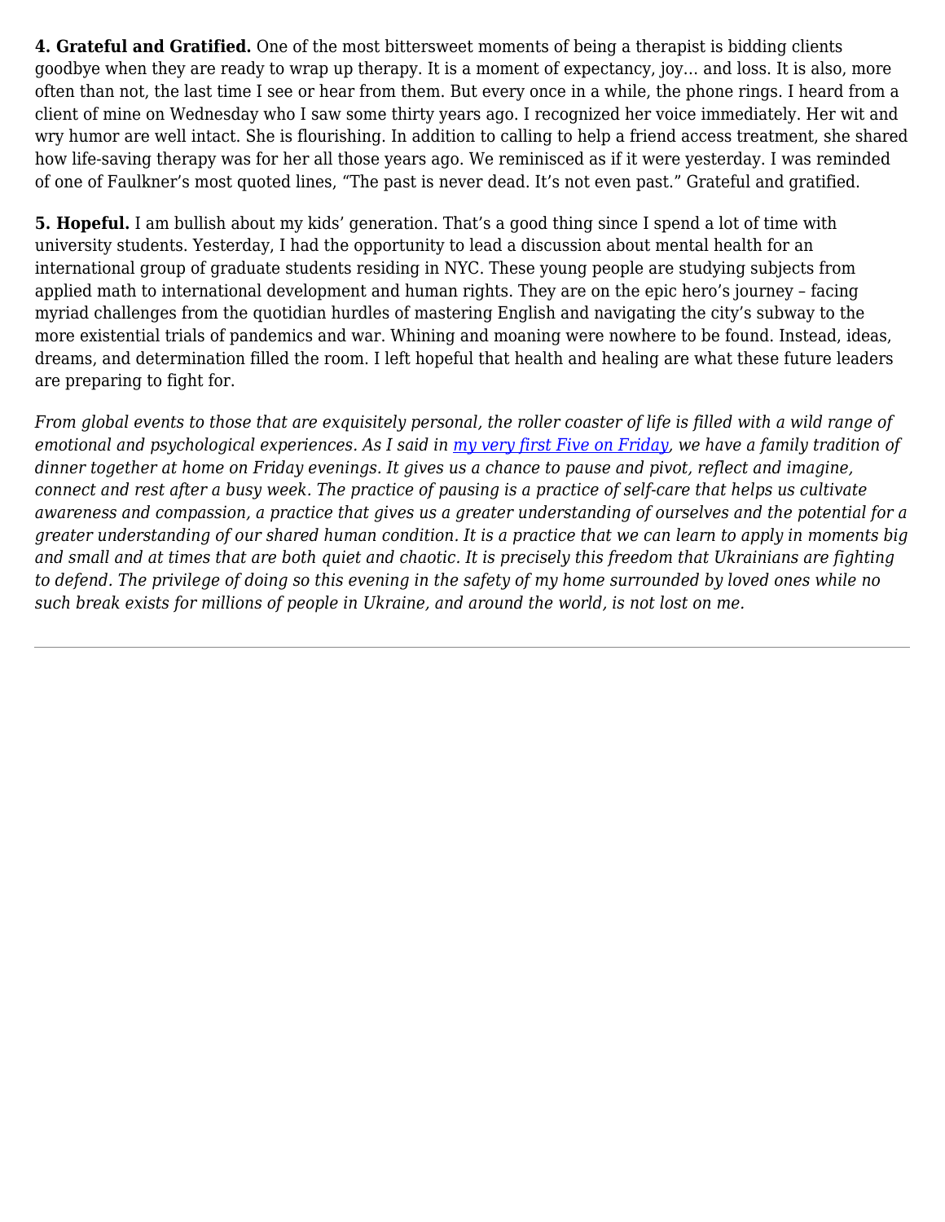**4. Grateful and Gratified.** One of the most bittersweet moments of being a therapist is bidding clients goodbye when they are ready to wrap up therapy. It is a moment of expectancy, joy… and loss. It is also, more often than not, the last time I see or hear from them. But every once in a while, the phone rings. I heard from a client of mine on Wednesday who I saw some thirty years ago. I recognized her voice immediately. Her wit and wry humor are well intact. She is flourishing. In addition to calling to help a friend access treatment, she shared how life-saving therapy was for her all those years ago. We reminisced as if it were yesterday. I was reminded of one of Faulkner's most quoted lines, "The past is never dead. It's not even past." Grateful and gratified.

**5. Hopeful.** I am bullish about my kids' generation. That's a good thing since I spend a lot of time with university students. Yesterday, I had the opportunity to lead a discussion about mental health for an international group of graduate students residing in NYC. These young people are studying subjects from applied math to international development and human rights. They are on the epic hero's journey – facing myriad challenges from the quotidian hurdles of mastering English and navigating the city's subway to the more existential trials of pandemics and war. Whining and moaning were nowhere to be found. Instead, ideas, dreams, and determination filled the room. I left hopeful that health and healing are what these future leaders are preparing to fight for.

*From global events to those that are exquisitely personal, the roller coaster of life is filled with a wild range of emotional and psychological experiences. As I said in [my very first Five on Friday](), we have a family tradition of dinner together at home on Friday evenings. It gives us a chance to pause and pivot, reflect and imagine, connect and rest after a busy week. The practice of pausing is a practice of self-care that helps us cultivate awareness and compassion, a practice that gives us a greater understanding of ourselves and the potential for a greater understanding of our shared human condition. It is a practice that we can learn to apply in moments big and small and at times that are both quiet and chaotic. It is precisely this freedom that Ukrainians are fighting to defend. The privilege of doing so this evening in the safety of my home surrounded by loved ones while no such break exists for millions of people in Ukraine, and around the world, is not lost on me.*

---